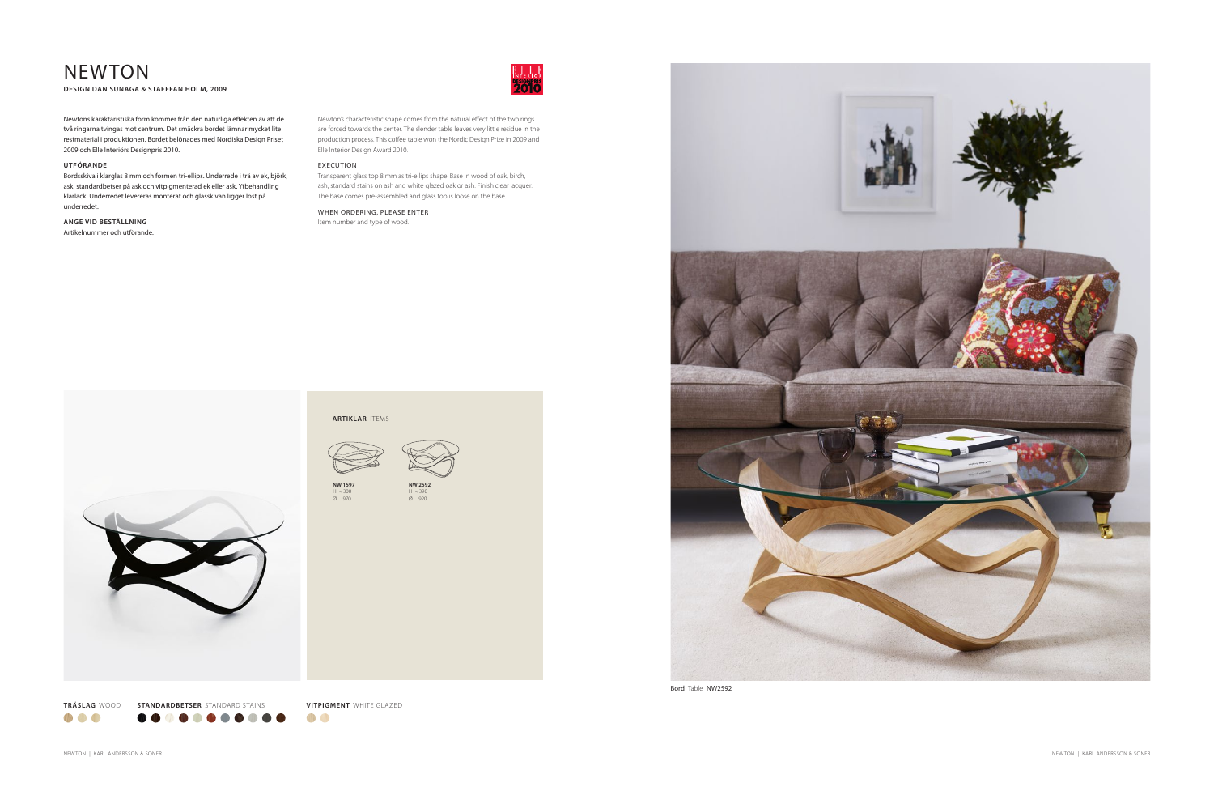# NEWTON

**DESIGN DAN SUNAGA & STAFFFAN HOLM, 2009**

Newtons karaktäristiska form kommer från den naturliga effekten av att de två ringarna tvingas mot centrum. Det smäckra bordet lämnar mycket lite restmaterial i produktionen. Bordet belönades med Nordiska Design Priset 2009 och Elle Interiörs Designpris 2010.

**UTFÖRANDE**

Bordsskiva i klarglas 8 mm och formen tri-ellips. Underrede i trä av ek, björk, ask, standardbetser på ask och vitpigmenterad ek eller ask. Ytbehandling klarlack. Underredet levereras monterat och glasskivan ligger löst på underredet.

**ANGE VID BESTÄLLNING**

Artikelnummer och utförande.

Newton's characteristic shape comes from the natural effect of the two rings are forced towards the center. The slender table leaves very little residue in the production process. This coffee table won the Nordic Design Prize in 2009 and Elle Interior Design Award 2010.

EXECUTION

Transparent glass top 8 mm as tri-ellips shape. Base in wood of oak, birch, ash, standard stains on ash and white glazed oak or ash. Finish clear lacquer. The base comes pre-assembled and glass top is loose on the base.

WHEN ORDERING, PLEASE ENTER

Item number and type of wood.

**ARTIKLAR** ITEMS

| NW 1597 | NW 2592 |
|---|---|
| H = 300 | H = 390 |
| Ø 970 | Ø 920 |

**TRÄSLAG** WOOD

**STANDARDBETSER** STANDARD STAINS

**VITPIGMENT** WHITE GLAZED

Bord Table NW2592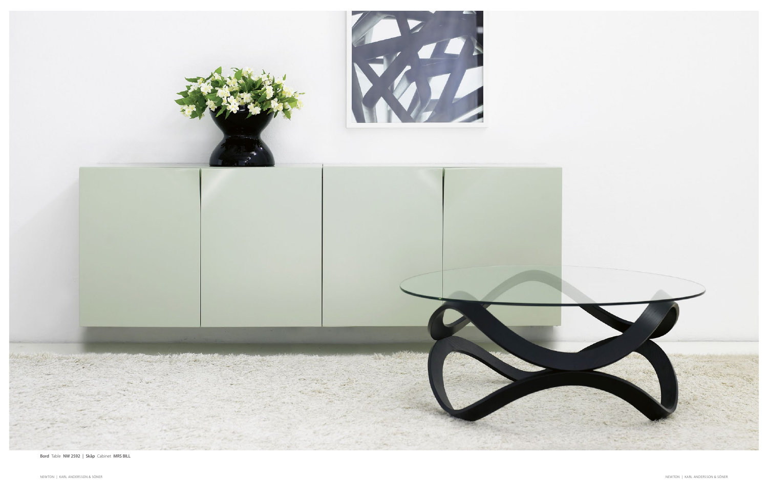**Bord** Table **NW 2592** | **Skåp** Cabinet **MRS BILL**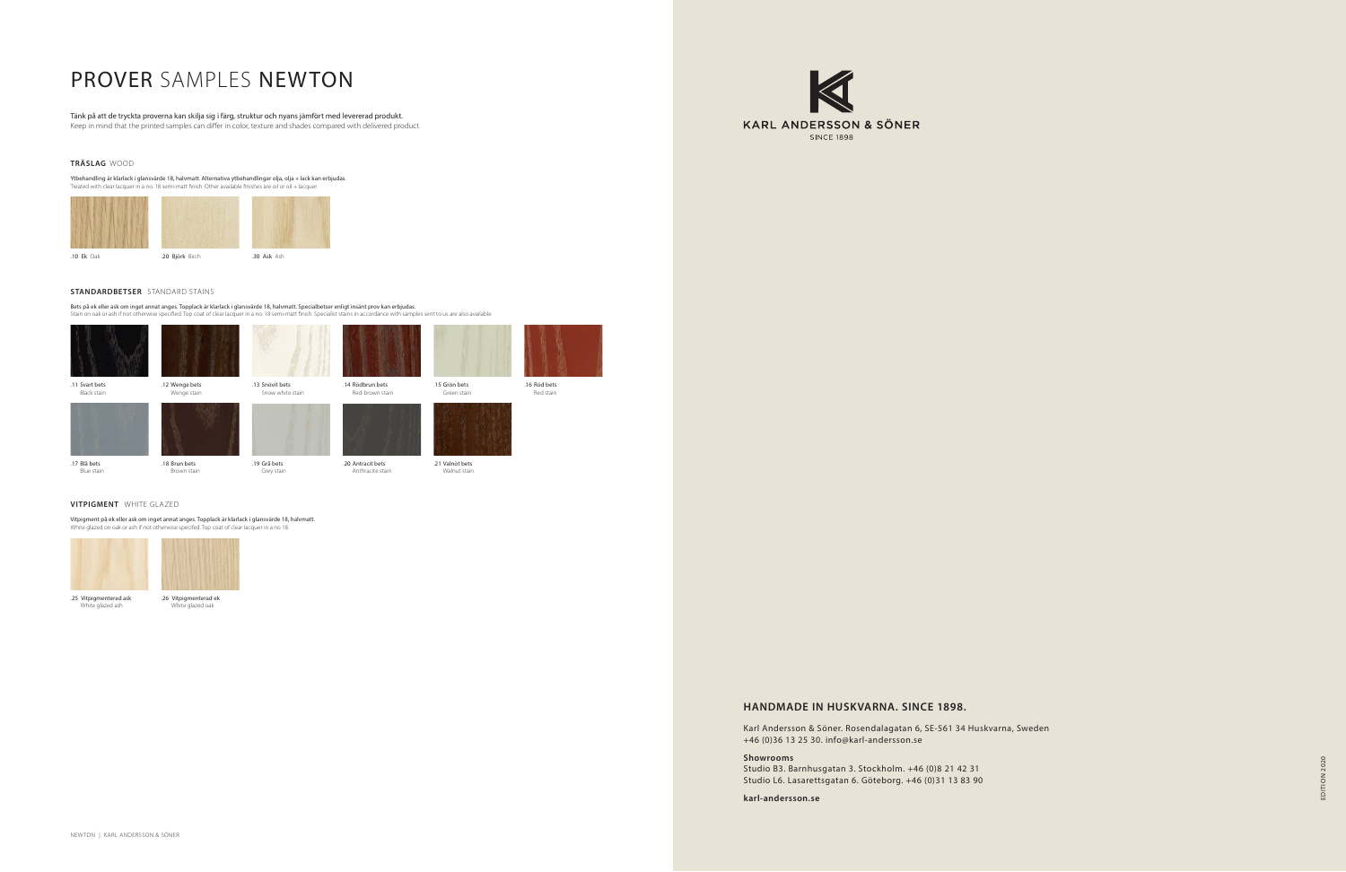# PROVER SAMPLES NEWTON

Tänk på att de tryckta proverna kan skilja sig i färg, struktur och nyans jämfört med levererad produkt.
Keep in mind that the printed samples can differ in color, texture and shades compared with delivered product.

## TRÄSLAG WOOD

Ytbehandling är klarlack i glansvärde 18, halvmatt. Alternativa ytbehandlingar olja, olja + lack kan erbjudas.
Treated with clear lacquer in a no. 18 semi-matt finish. Other available finishes are oil or oil + lacquer.

.10 Ek Oak

.20 Björk Birch

.30 Ask Ash

## STANDARDBETSER STANDARD STAINS

Bets på ek eller ask om inget annat anges. Topplack är klarlack i glansvärde 18, halvmatt. Specialbetser enligt insänt prov kan erbjudas.
Stain on oak or ash if not otherwise specified. Top coat of clear lacquer in a no. 18 semi-matt finish. Specialist stains in accordance with samples sent to us are also available.

.11 Svart bets
Black stain

.12 Wenge bets
Wenge stain

.13 Snövit bets
Snow white stain

.14 Rödbrun bets
Red-brown stain

.15 Grön bets
Green stain

.16 Röd bets
Red stain

.17 Blå bets
Blue stain

.18 Brun bets
Brown stain

.19 Grå bets
Grey stain

.20 Antracit bets
Anthracite stain

.21 Valnöt bets
Walnut stain

## VITPIGMENT WHITE GLAZED

Vitpigment på ek eller ask om inget annat anges. Topplack är klarlack i glansvärde 18, halvmatt.
White glazed on oak or ash if not otherwise specified. Top coat of clear lacquer in a no 18.

.25 Vitpigmenterad ask
White glazed ash

.26 Vitpigmenterad ek
White glazed oak

KARL ANDERSSON & SÖNER
SINCE 1898

## HANDMADE IN HUSKVARNA. SINCE 1898.

Karl Andersson & Söner. Rosendalagatan 6, SE-561 34 Huskvarna, Sweden
+46 (0)36 13 25 30. info@karl-andersson.se

**Showrooms**
Studio B3. Barnhusgatan 3. Stockholm. +46 (0)8 21 42 31
Studio L6. Lasarettsgatan 6. Göteborg. +46 (0)31 13 83 90

**karl-andersson.se**

EDITION 2020